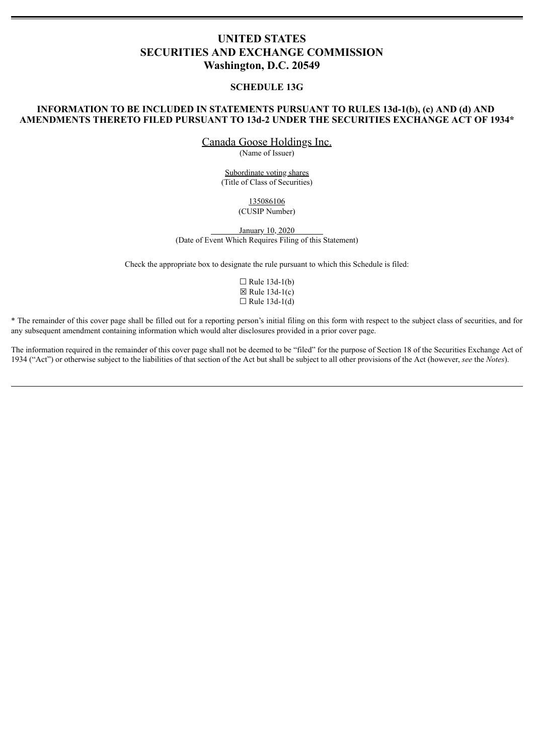# UNITED STATES
# SECURITIES AND EXCHANGE COMMISSION
# Washington, D.C. 20549

## SCHEDULE 13G

### INFORMATION TO BE INCLUDED IN STATEMENTS PURSUANT TO RULES 13d-1(b), (c) AND (d) AND AMENDMENTS THERETO FILED PURSUANT TO 13d-2 UNDER THE SECURITIES EXCHANGE ACT OF 1934*

Canada Goose Holdings Inc.
(Name of Issuer)

Subordinate voting shares
(Title of Class of Securities)

135086106
(CUSIP Number)

January 10, 2020
(Date of Event Which Requires Filing of this Statement)

Check the appropriate box to designate the rule pursuant to which this Schedule is filed:

☐ Rule 13d-1(b)
☒ Rule 13d-1(c)
☐ Rule 13d-1(d)

* The remainder of this cover page shall be filled out for a reporting person's initial filing on this form with respect to the subject class of securities, and for any subsequent amendment containing information which would alter disclosures provided in a prior cover page.

The information required in the remainder of this cover page shall not be deemed to be "filed" for the purpose of Section 18 of the Securities Exchange Act of 1934 ("Act") or otherwise subject to the liabilities of that section of the Act but shall be subject to all other provisions of the Act (however, *see* the *Notes*).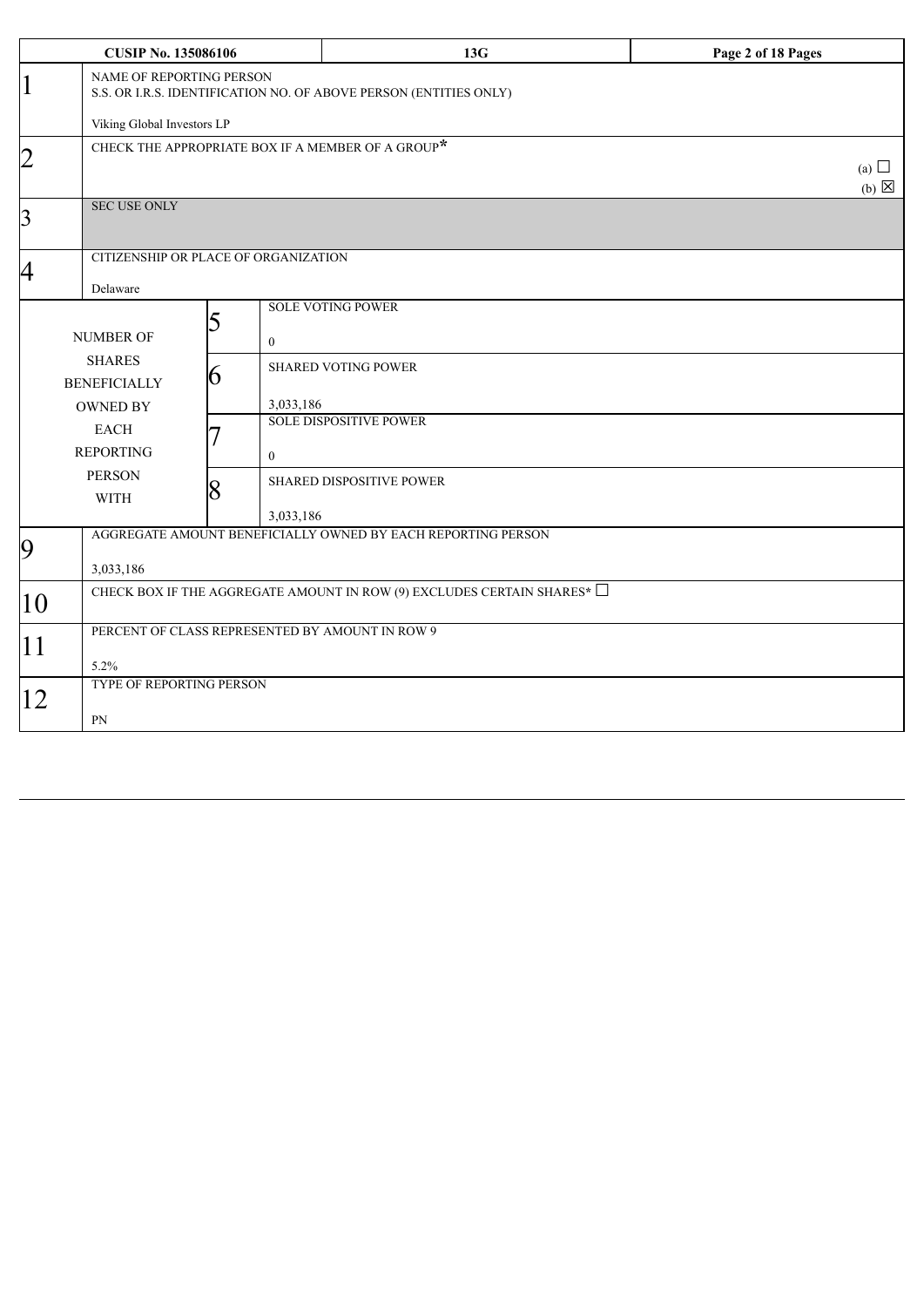| CUSIP No. 135086106 | | 13G | |
|---|---|---|---|
| 1 | NAME OF REPORTING PERSON<br>S.S. OR I.R.S. IDENTIFICATION NO. OF ABOVE PERSON (ENTITIES ONLY)<br><br>Viking Global Investors LP | | |
| 2 | CHECK THE APPROPRIATE BOX IF A MEMBER OF A GROUP*<br>(a) ☐<br>(b) ☒ | | |
| 3 | SEC USE ONLY | | |
| 4 | CITIZENSHIP OR PLACE OF ORGANIZATION<br><br>Delaware | | |
| NUMBER OF SHARES BENEFICIALLY OWNED BY EACH REPORTING PERSON WITH | 5 | SOLE VOTING POWER<br><br>0 | |
| | 6 | SHARED VOTING POWER<br><br>3,033,186 | |
| | 7 | SOLE DISPOSITIVE POWER<br><br>0 | |
| | 8 | SHARED DISPOSITIVE POWER<br><br>3,033,186 | |
| 9 | AGGREGATE AMOUNT BENEFICIALLY OWNED BY EACH REPORTING PERSON<br><br>3,033,186 | | |
| 10 | CHECK BOX IF THE AGGREGATE AMOUNT IN ROW (9) EXCLUDES CERTAIN SHARES* ☐ | | |
| 11 | PERCENT OF CLASS REPRESENTED BY AMOUNT IN ROW 9<br><br>5.2% | | |
| 12 | TYPE OF REPORTING PERSON<br><br>PN | | |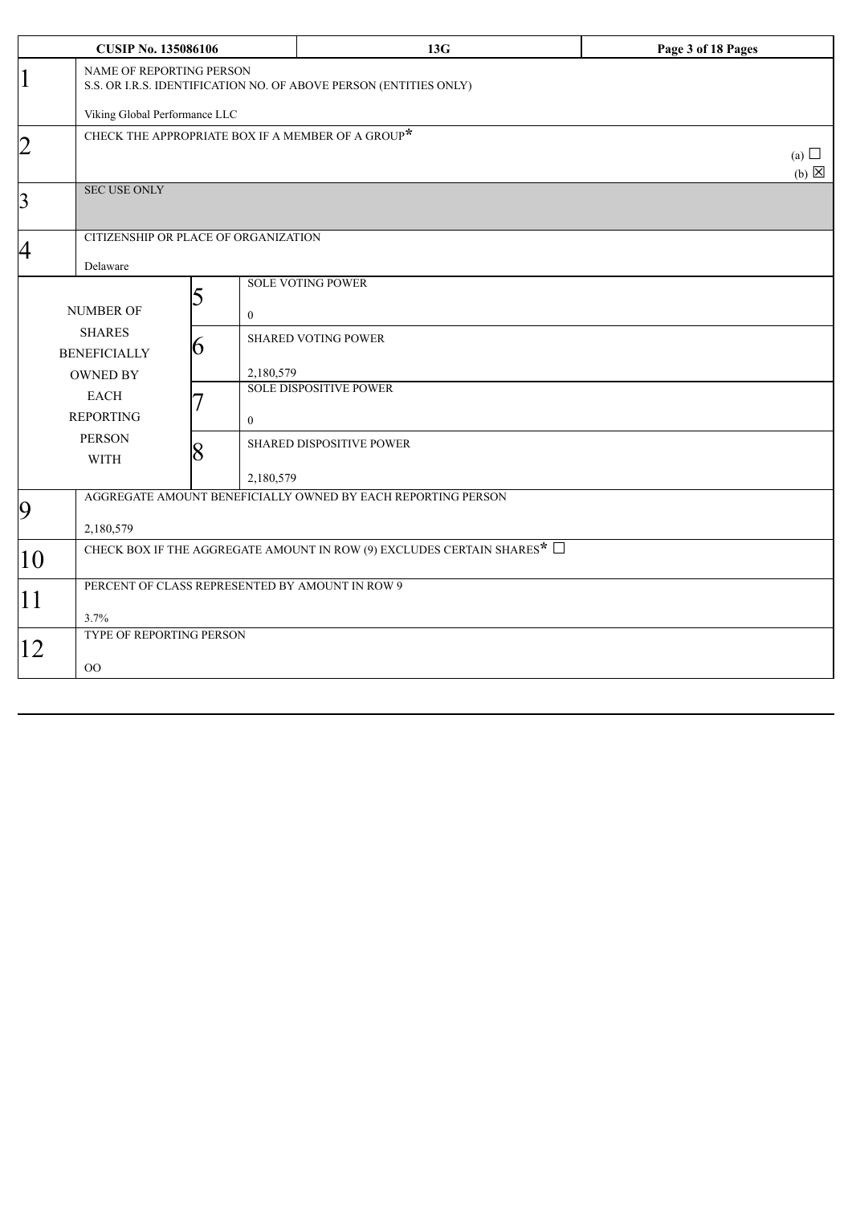| CUSIP No. 135086106 | | 13G | |
|---|---|---|---|
| 1 | NAME OF REPORTING PERSON<br>S.S. OR I.R.S. IDENTIFICATION NO. OF ABOVE PERSON (ENTITIES ONLY)<br><br>Viking Global Performance LLC | | |
| 2 | CHECK THE APPROPRIATE BOX IF A MEMBER OF A GROUP*<br>(a) ☐<br>(b) ☒ | | |
| 3 | SEC USE ONLY | | |
| 4 | CITIZENSHIP OR PLACE OF ORGANIZATION<br><br>Delaware | | |
| NUMBER OF SHARES BENEFICIALLY OWNED BY EACH REPORTING PERSON WITH | 5 | SOLE VOTING POWER<br><br>0 | |
| | 6 | SHARED VOTING POWER<br><br>2,180,579 | |
| | 7 | SOLE DISPOSITIVE POWER<br><br>0 | |
| | 8 | SHARED DISPOSITIVE POWER<br><br>2,180,579 | |
| 9 | AGGREGATE AMOUNT BENEFICIALLY OWNED BY EACH REPORTING PERSON<br><br>2,180,579 | | |
| 10 | CHECK BOX IF THE AGGREGATE AMOUNT IN ROW (9) EXCLUDES CERTAIN SHARES* ☐ | | |
| 11 | PERCENT OF CLASS REPRESENTED BY AMOUNT IN ROW 9<br><br>3.7% | | |
| 12 | TYPE OF REPORTING PERSON<br><br>OO | | |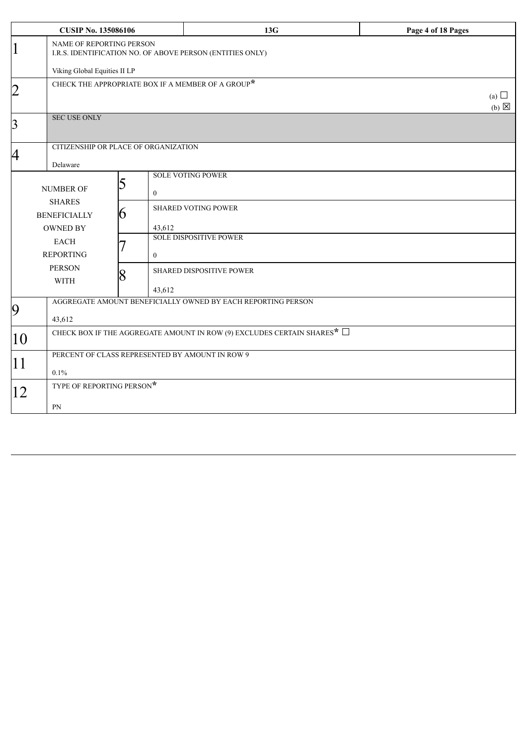| CUSIP No. 135086106 | | 13G | |
|---|---|---|---|
| 1 | NAME OF REPORTING PERSON<br>I.R.S. IDENTIFICATION NO. OF ABOVE PERSON (ENTITIES ONLY)<br><br>Viking Global Equities II LP | | |
| 2 | CHECK THE APPROPRIATE BOX IF A MEMBER OF A GROUP*<br>(a) ☐<br>(b) ☒ | | |
| 3 | SEC USE ONLY | | |
| 4 | CITIZENSHIP OR PLACE OF ORGANIZATION<br><br>Delaware | | |
| NUMBER OF SHARES BENEFICIALLY OWNED BY EACH REPORTING PERSON WITH | 5 | SOLE VOTING POWER<br><br>0 | |
| | 6 | SHARED VOTING POWER<br><br>43,612 | |
| | 7 | SOLE DISPOSITIVE POWER<br><br>0 | |
| | 8 | SHARED DISPOSITIVE POWER<br><br>43,612 | |
| 9 | AGGREGATE AMOUNT BENEFICIALLY OWNED BY EACH REPORTING PERSON<br><br>43,612 | | |
| 10 | CHECK BOX IF THE AGGREGATE AMOUNT IN ROW (9) EXCLUDES CERTAIN SHARES* ☐ | | |
| 11 | PERCENT OF CLASS REPRESENTED BY AMOUNT IN ROW 9<br><br>0.1% | | |
| 12 | TYPE OF REPORTING PERSON*<br><br>PN | | |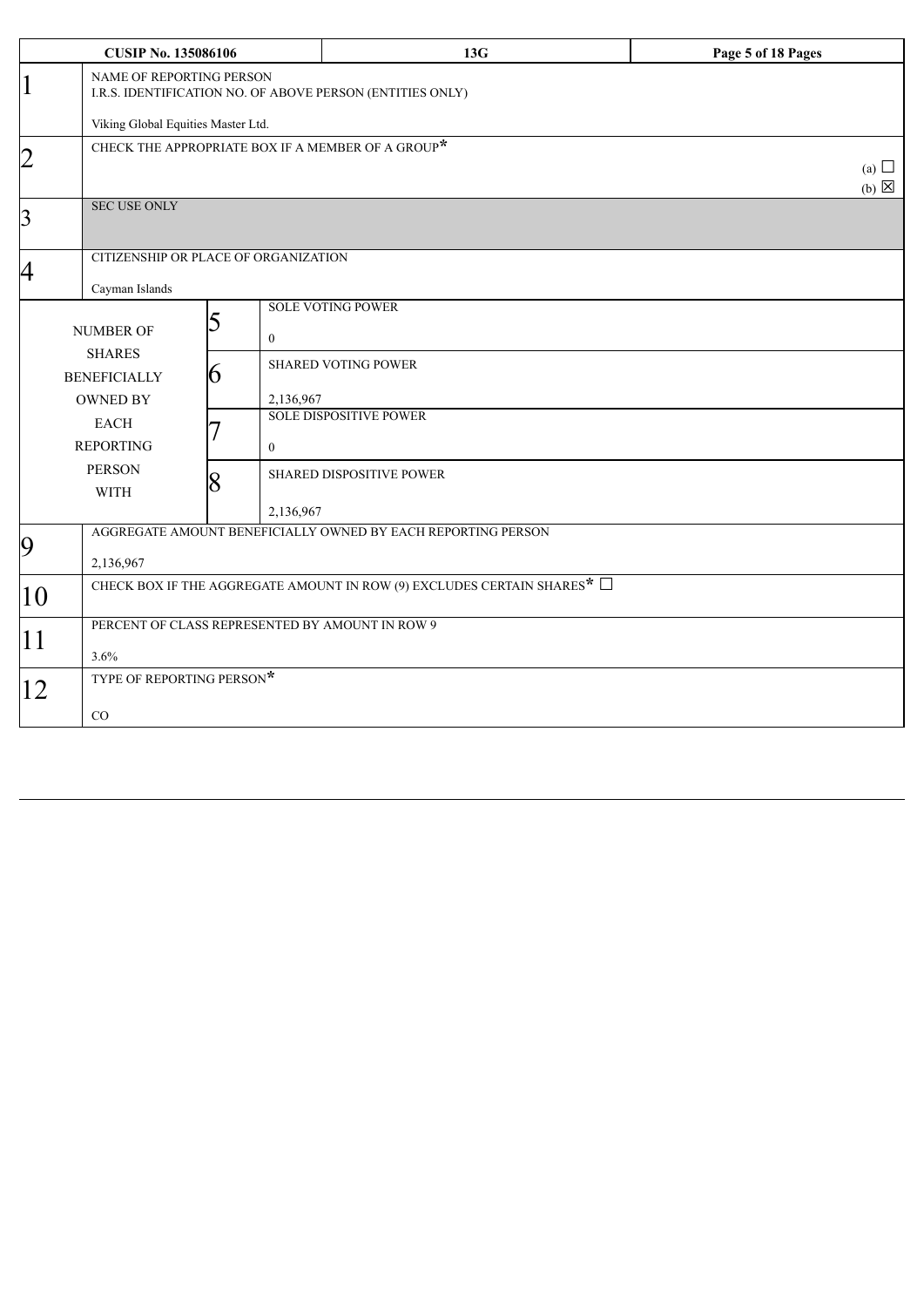| CUSIP No. 135086106 | 13G | Page 5 of 18 Pages |
|---|---|---|

| | | | |
|---|---|---|---|
| 1 | NAME OF REPORTING PERSON<br>I.R.S. IDENTIFICATION NO. OF ABOVE PERSON (ENTITIES ONLY)<br><br>Viking Global Equities Master Ltd. | | |
| 2 | CHECK THE APPROPRIATE BOX IF A MEMBER OF A GROUP*<br>(a) ☐<br>(b) ☒ | | |
| 3 | SEC USE ONLY | | |
| 4 | CITIZENSHIP OR PLACE OF ORGANIZATION<br><br>Cayman Islands | | |
| NUMBER OF SHARES BENEFICIALLY OWNED BY EACH REPORTING PERSON WITH | 5 | SOLE VOTING POWER<br><br>0 | |
| | 6 | SHARED VOTING POWER<br><br>2,136,967 | |
| | 7 | SOLE DISPOSITIVE POWER<br><br>0 | |
| | 8 | SHARED DISPOSITIVE POWER<br><br>2,136,967 | |
| 9 | AGGREGATE AMOUNT BENEFICIALLY OWNED BY EACH REPORTING PERSON<br><br>2,136,967 | | |
| 10 | CHECK BOX IF THE AGGREGATE AMOUNT IN ROW (9) EXCLUDES CERTAIN SHARES* ☐ | | |
| 11 | PERCENT OF CLASS REPRESENTED BY AMOUNT IN ROW 9<br><br>3.6% | | |
| 12 | TYPE OF REPORTING PERSON*<br><br>CO | | |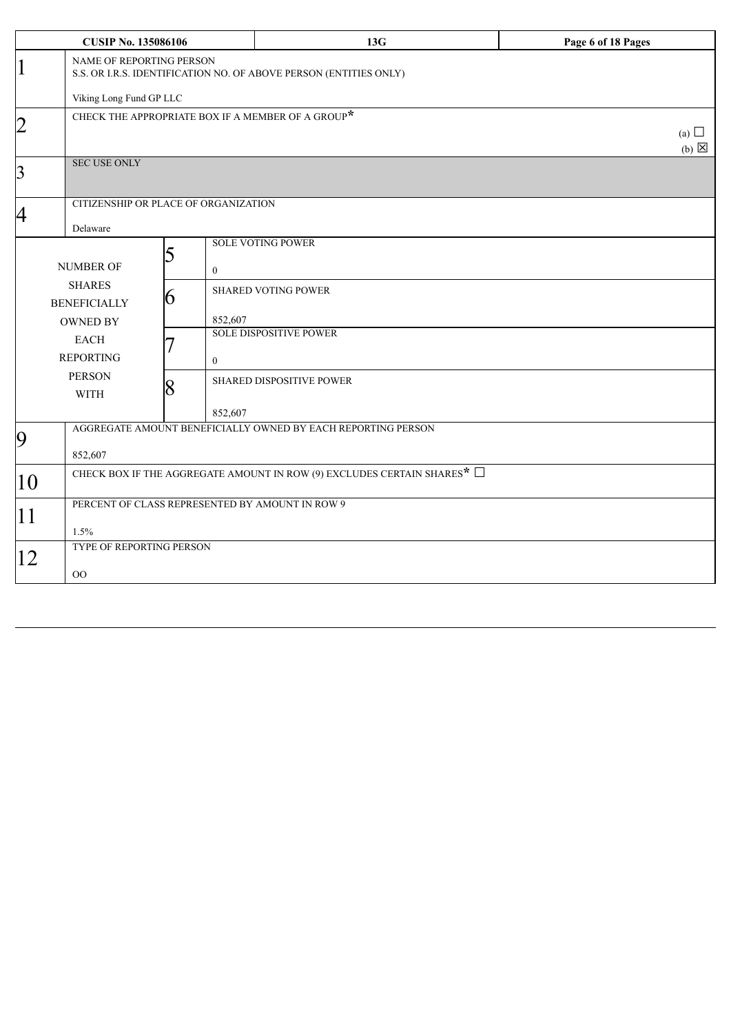| CUSIP No. 135086106 | | 13G | |
|---|---|---|---|
| 1 | NAME OF REPORTING PERSON<br>S.S. OR I.R.S. IDENTIFICATION NO. OF ABOVE PERSON (ENTITIES ONLY)<br><br>Viking Long Fund GP LLC | | |
| 2 | CHECK THE APPROPRIATE BOX IF A MEMBER OF A GROUP*<br>(a) ☐<br>(b) ☒ | | |
| 3 | SEC USE ONLY | | |
| 4 | CITIZENSHIP OR PLACE OF ORGANIZATION<br><br>Delaware | | |
| NUMBER OF SHARES BENEFICIALLY OWNED BY EACH REPORTING PERSON WITH | 5 | SOLE VOTING POWER<br><br>0 | |
| | 6 | SHARED VOTING POWER<br><br>852,607 | |
| | 7 | SOLE DISPOSITIVE POWER<br><br>0 | |
| | 8 | SHARED DISPOSITIVE POWER<br><br>852,607 | |
| 9 | AGGREGATE AMOUNT BENEFICIALLY OWNED BY EACH REPORTING PERSON<br><br>852,607 | | |
| 10 | CHECK BOX IF THE AGGREGATE AMOUNT IN ROW (9) EXCLUDES CERTAIN SHARES* ☐ | | |
| 11 | PERCENT OF CLASS REPRESENTED BY AMOUNT IN ROW 9<br><br>1.5% | | |
| 12 | TYPE OF REPORTING PERSON<br><br>OO | | |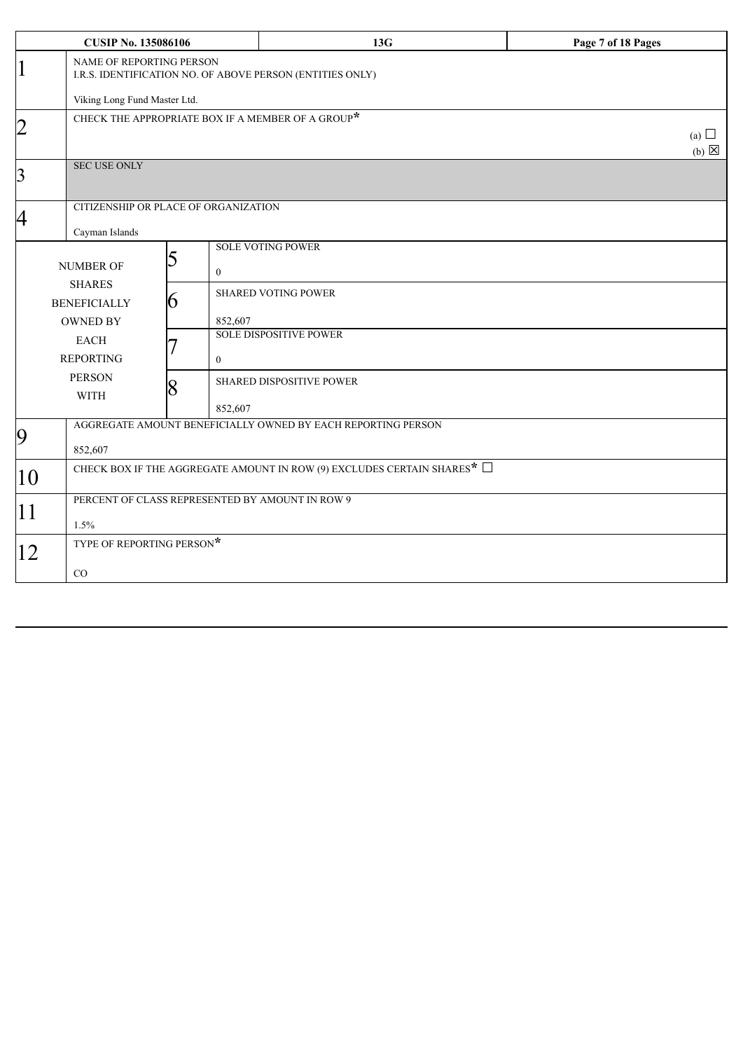| CUSIP No. 135086106 | | | 13G | |
|---|---|---|---|---|
| 1 | NAME OF REPORTING PERSON<br>I.R.S. IDENTIFICATION NO. OF ABOVE PERSON (ENTITIES ONLY)<br><br>Viking Long Fund Master Ltd. | | | |
| 2 | CHECK THE APPROPRIATE BOX IF A MEMBER OF A GROUP*<br>(a) ☐<br>(b) ☒ | | | |
| 3 | SEC USE ONLY | | | |
| 4 | CITIZENSHIP OR PLACE OF ORGANIZATION<br><br>Cayman Islands | | | |
| NUMBER OF SHARES BENEFICIALLY OWNED BY EACH REPORTING PERSON WITH | 5 | SOLE VOTING POWER<br><br>0 | | |
| | 6 | SHARED VOTING POWER<br><br>852,607 | | |
| | 7 | SOLE DISPOSITIVE POWER<br><br>0 | | |
| | 8 | SHARED DISPOSITIVE POWER<br><br>852,607 | | |
| 9 | AGGREGATE AMOUNT BENEFICIALLY OWNED BY EACH REPORTING PERSON<br><br>852,607 | | | |
| 10 | CHECK BOX IF THE AGGREGATE AMOUNT IN ROW (9) EXCLUDES CERTAIN SHARES* ☐ | | | |
| 11 | PERCENT OF CLASS REPRESENTED BY AMOUNT IN ROW 9<br><br>1.5% | | | |
| 12 | TYPE OF REPORTING PERSON*<br><br>CO | | | |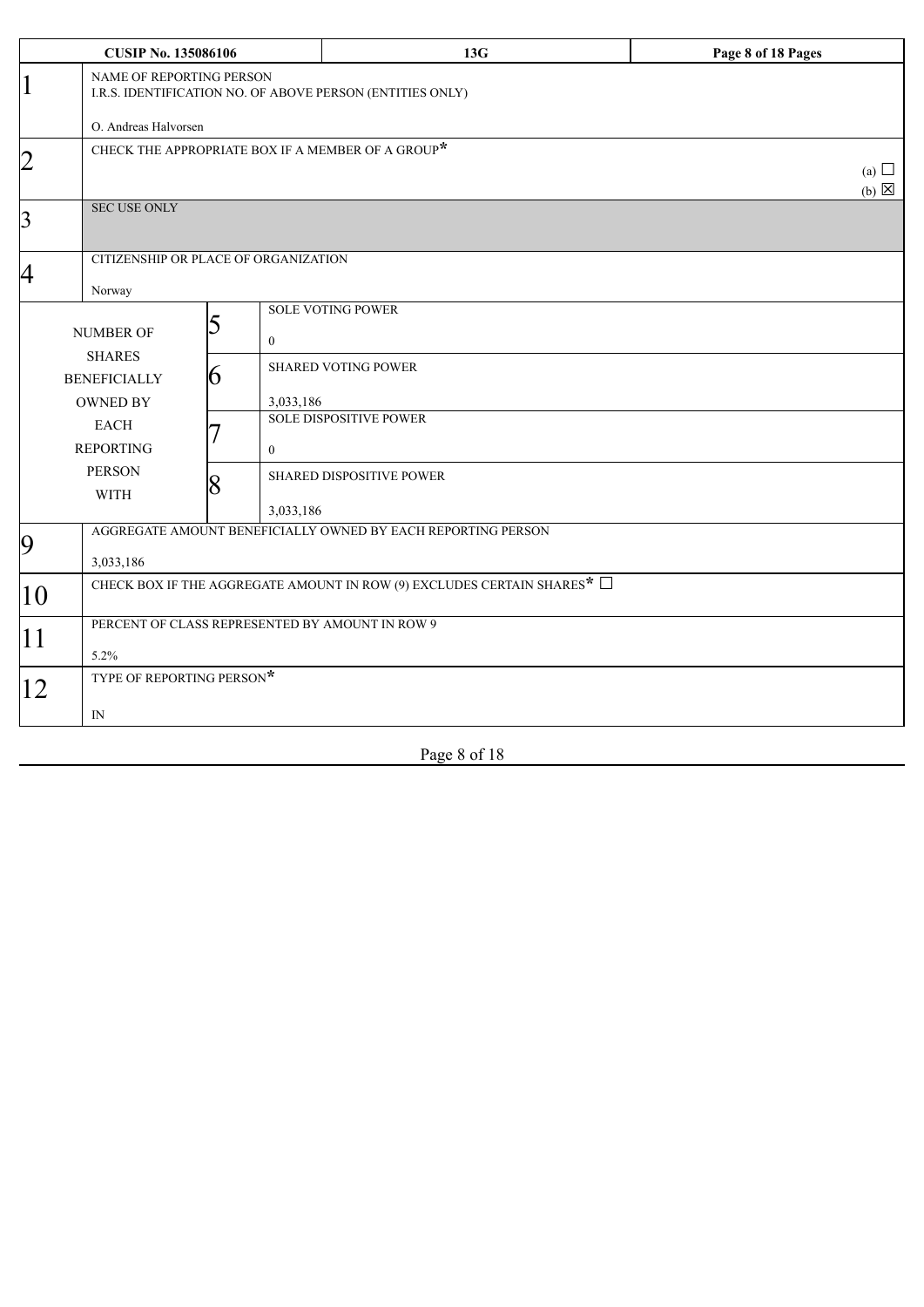| CUSIP No. 135086106 | | | 13G | |
|---|---|---|---|---|
| 1 | NAME OF REPORTING PERSON<br>I.R.S. IDENTIFICATION NO. OF ABOVE PERSON (ENTITIES ONLY)<br><br>O. Andreas Halvorsen | | | |
| 2 | CHECK THE APPROPRIATE BOX IF A MEMBER OF A GROUP*<br>(a) ☐<br>(b) ☒ | | | |
| 3 | SEC USE ONLY | | | |
| 4 | CITIZENSHIP OR PLACE OF ORGANIZATION<br><br>Norway | | | |
| NUMBER OF SHARES BENEFICIALLY OWNED BY EACH REPORTING PERSON WITH | | 5 | SOLE VOTING POWER<br><br>0 | |
| | | 6 | SHARED VOTING POWER<br><br>3,033,186 | |
| | | 7 | SOLE DISPOSITIVE POWER<br><br>0 | |
| | | 8 | SHARED DISPOSITIVE POWER<br><br>3,033,186 | |
| 9 | AGGREGATE AMOUNT BENEFICIALLY OWNED BY EACH REPORTING PERSON<br><br>3,033,186 | | | |
| 10 | CHECK BOX IF THE AGGREGATE AMOUNT IN ROW (9) EXCLUDES CERTAIN SHARES* ☐ | | | |
| 11 | PERCENT OF CLASS REPRESENTED BY AMOUNT IN ROW 9<br><br>5.2% | | | |
| 12 | TYPE OF REPORTING PERSON*<br><br>IN | | | |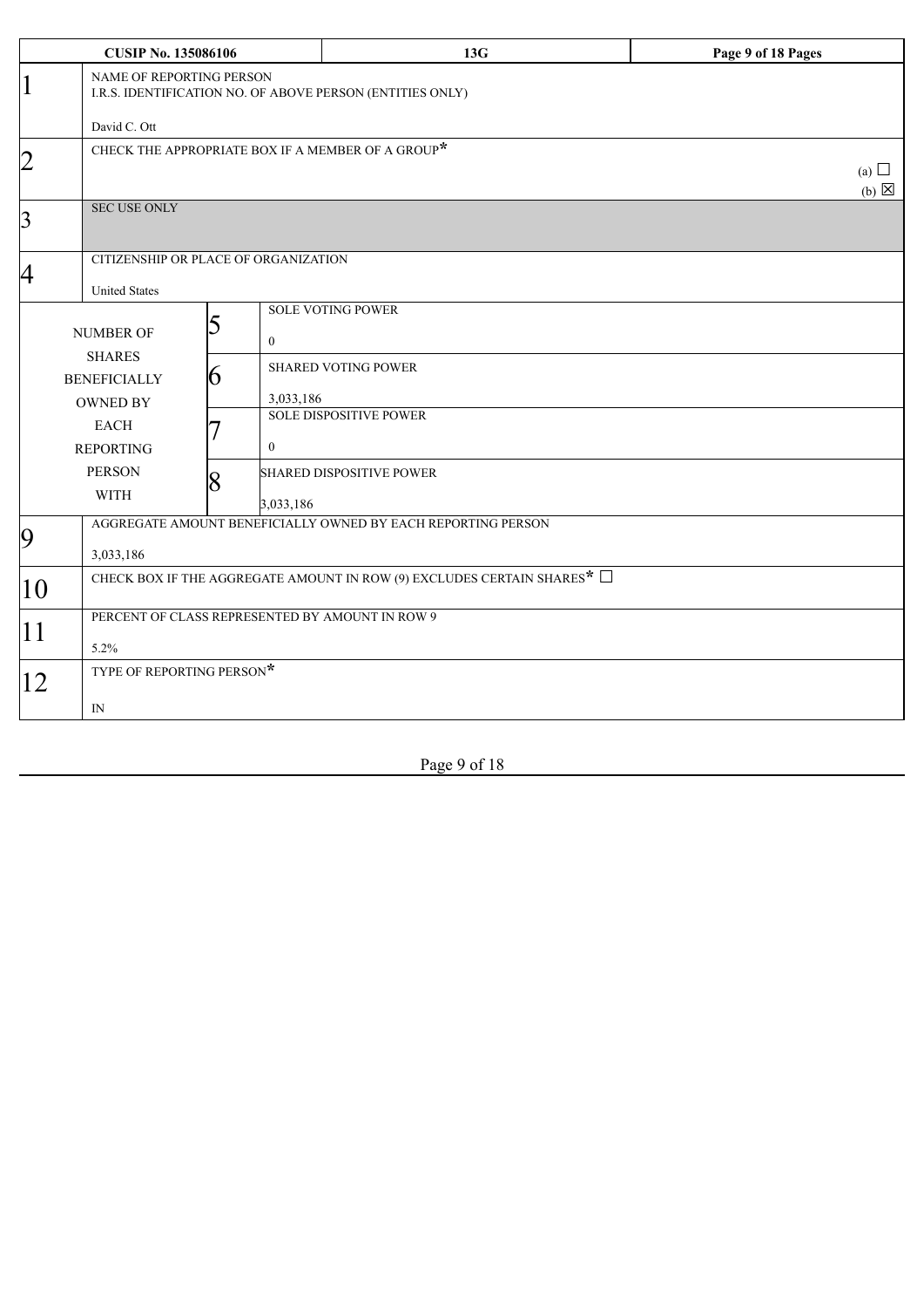| CUSIP No. 135086106 | | 13G | |
|---|---|---|---|
| 1 | NAME OF REPORTING PERSON<br>I.R.S. IDENTIFICATION NO. OF ABOVE PERSON (ENTITIES ONLY)<br><br>David C. Ott | | |
| 2 | CHECK THE APPROPRIATE BOX IF A MEMBER OF A GROUP*<br>(a) ☐<br>(b) ☒ | | |
| 3 | SEC USE ONLY | | |
| 4 | CITIZENSHIP OR PLACE OF ORGANIZATION<br><br>United States | | |
| NUMBER OF SHARES BENEFICIALLY OWNED BY EACH REPORTING PERSON WITH | 5 | SOLE VOTING POWER<br><br>0 | |
| | 6 | SHARED VOTING POWER<br><br>3,033,186 | |
| | 7 | SOLE DISPOSITIVE POWER<br><br>0 | |
| | 8 | SHARED DISPOSITIVE POWER<br><br>3,033,186 | |
| 9 | AGGREGATE AMOUNT BENEFICIALLY OWNED BY EACH REPORTING PERSON<br><br>3,033,186 | | |
| 10 | CHECK BOX IF THE AGGREGATE AMOUNT IN ROW (9) EXCLUDES CERTAIN SHARES* ☐ | | |
| 11 | PERCENT OF CLASS REPRESENTED BY AMOUNT IN ROW 9<br><br>5.2% | | |
| 12 | TYPE OF REPORTING PERSON*<br><br>IN | | |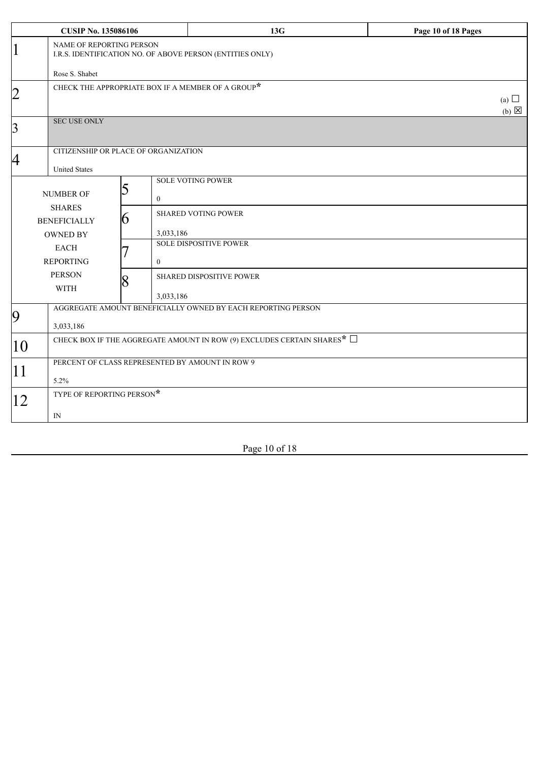| CUSIP No. 135086106 | | 13G | |
|---|---|---|---|
| 1 | NAME OF REPORTING PERSON<br>I.R.S. IDENTIFICATION NO. OF ABOVE PERSON (ENTITIES ONLY)<br><br>Rose S. Shabet | | |
| 2 | CHECK THE APPROPRIATE BOX IF A MEMBER OF A GROUP*<br>(a) ☐<br>(b) ☒ | | |
| 3 | SEC USE ONLY | | |
| 4 | CITIZENSHIP OR PLACE OF ORGANIZATION<br><br>United States | | |
| NUMBER OF SHARES BENEFICIALLY OWNED BY EACH REPORTING PERSON WITH | 5 | SOLE VOTING POWER<br><br>0 | |
| | 6 | SHARED VOTING POWER<br><br>3,033,186 | |
| | 7 | SOLE DISPOSITIVE POWER<br><br>0 | |
| | 8 | SHARED DISPOSITIVE POWER<br><br>3,033,186 | |
| 9 | AGGREGATE AMOUNT BENEFICIALLY OWNED BY EACH REPORTING PERSON<br><br>3,033,186 | | |
| 10 | CHECK BOX IF THE AGGREGATE AMOUNT IN ROW (9) EXCLUDES CERTAIN SHARES* ☐ | | |
| 11 | PERCENT OF CLASS REPRESENTED BY AMOUNT IN ROW 9<br><br>5.2% | | |
| 12 | TYPE OF REPORTING PERSON*<br><br>IN | | |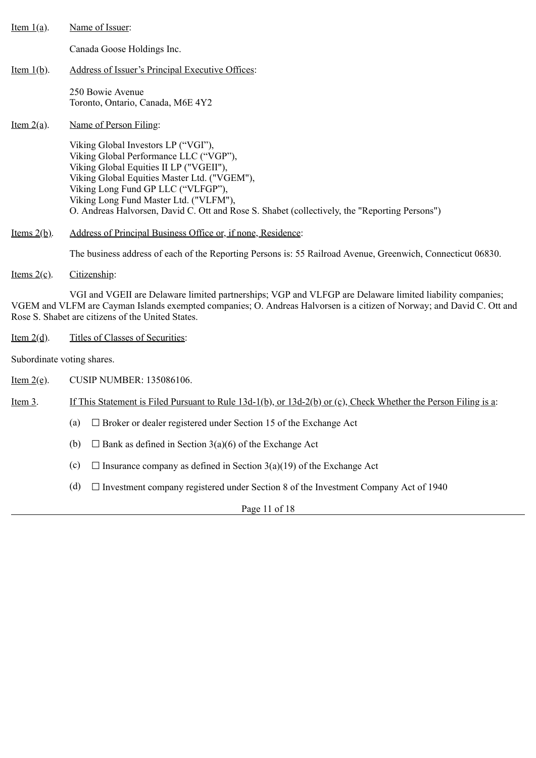Item 1(a). Name of Issuer:

Canada Goose Holdings Inc.

Item 1(b). Address of Issuer's Principal Executive Offices:

250 Bowie Avenue
Toronto, Ontario, Canada, M6E 4Y2

Item 2(a). Name of Person Filing:

Viking Global Investors LP ("VGI"),
Viking Global Performance LLC ("VGP"),
Viking Global Equities II LP ("VGEII"),
Viking Global Equities Master Ltd. ("VGEM"),
Viking Long Fund GP LLC ("VLFGP"),
Viking Long Fund Master Ltd. ("VLFM"),
O. Andreas Halvorsen, David C. Ott and Rose S. Shabet (collectively, the "Reporting Persons")

Items 2(b). Address of Principal Business Office or, if none, Residence:

The business address of each of the Reporting Persons is: 55 Railroad Avenue, Greenwich, Connecticut 06830.

Items 2(c). Citizenship:

VGI and VGEII are Delaware limited partnerships; VGP and VLFGP are Delaware limited liability companies; VGEM and VLFM are Cayman Islands exempted companies; O. Andreas Halvorsen is a citizen of Norway; and David C. Ott and Rose S. Shabet are citizens of the United States.

Item 2(d). Titles of Classes of Securities:

Subordinate voting shares.

Item 2(e). CUSIP NUMBER: 135086106.

Item 3. If This Statement is Filed Pursuant to Rule 13d-1(b), or 13d-2(b) or (c), Check Whether the Person Filing is a:

(a) ☐ Broker or dealer registered under Section 15 of the Exchange Act

(b) ☐ Bank as defined in Section 3(a)(6) of the Exchange Act

(c) ☐ Insurance company as defined in Section 3(a)(19) of the Exchange Act

(d) ☐ Investment company registered under Section 8 of the Investment Company Act of 1940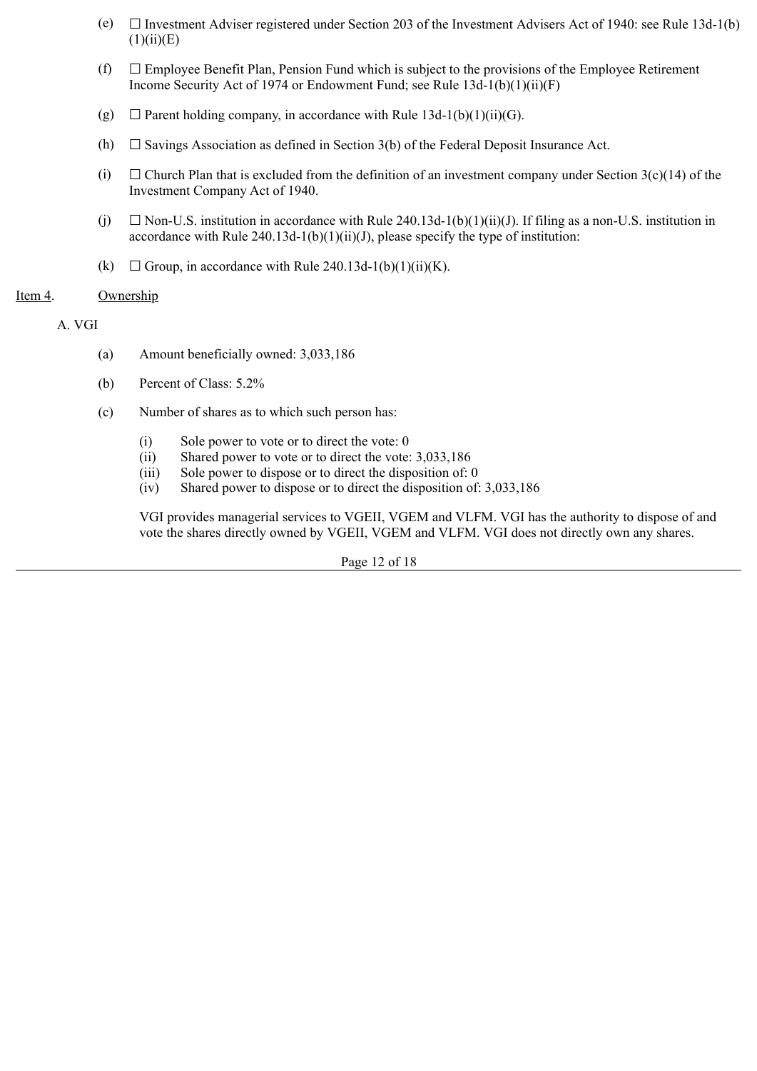(e) ☐ Investment Adviser registered under Section 203 of the Investment Advisers Act of 1940: see Rule 13d-1(b)(1)(ii)(E)

(f) ☐ Employee Benefit Plan, Pension Fund which is subject to the provisions of the Employee Retirement Income Security Act of 1974 or Endowment Fund; see Rule 13d-1(b)(1)(ii)(F)

(g) ☐ Parent holding company, in accordance with Rule 13d-1(b)(1)(ii)(G).

(h) ☐ Savings Association as defined in Section 3(b) of the Federal Deposit Insurance Act.

(i) ☐ Church Plan that is excluded from the definition of an investment company under Section 3(c)(14) of the Investment Company Act of 1940.

(j) ☐ Non-U.S. institution in accordance with Rule 240.13d-1(b)(1)(ii)(J). If filing as a non-U.S. institution in accordance with Rule 240.13d-1(b)(1)(ii)(J), please specify the type of institution:

(k) ☐ Group, in accordance with Rule 240.13d-1(b)(1)(ii)(K).

Item 4. Ownership

A. VGI

(a) Amount beneficially owned: 3,033,186

(b) Percent of Class: 5.2%

(c) Number of shares as to which such person has:

(i) Sole power to vote or to direct the vote: 0
(ii) Shared power to vote or to direct the vote: 3,033,186
(iii) Sole power to dispose or to direct the disposition of: 0
(iv) Shared power to dispose or to direct the disposition of: 3,033,186

VGI provides managerial services to VGEII, VGEM and VLFM. VGI has the authority to dispose of and vote the shares directly owned by VGEII, VGEM and VLFM. VGI does not directly own any shares.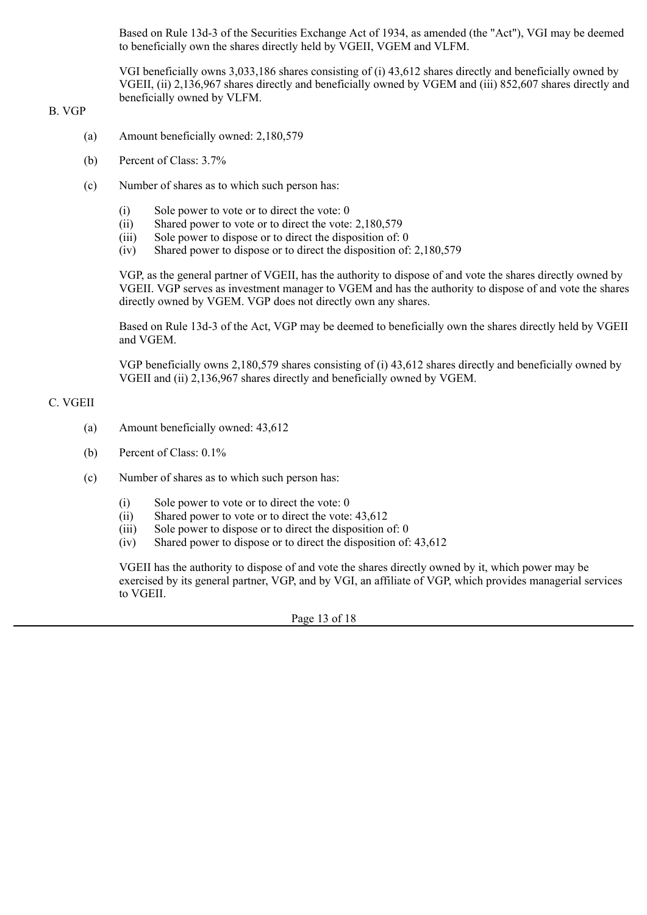Based on Rule 13d-3 of the Securities Exchange Act of 1934, as amended (the "Act"), VGI may be deemed to beneficially own the shares directly held by VGEII, VGEM and VLFM.

VGI beneficially owns 3,033,186 shares consisting of (i) 43,612 shares directly and beneficially owned by VGEII, (ii) 2,136,967 shares directly and beneficially owned by VGEM and (iii) 852,607 shares directly and beneficially owned by VLFM.

B. VGP

(a) Amount beneficially owned: 2,180,579

(b) Percent of Class: 3.7%

(c) Number of shares as to which such person has:

(i) Sole power to vote or to direct the vote: 0
(ii) Shared power to vote or to direct the vote: 2,180,579
(iii) Sole power to dispose or to direct the disposition of: 0
(iv) Shared power to dispose or to direct the disposition of: 2,180,579

VGP, as the general partner of VGEII, has the authority to dispose of and vote the shares directly owned by VGEII. VGP serves as investment manager to VGEM and has the authority to dispose of and vote the shares directly owned by VGEM. VGP does not directly own any shares.

Based on Rule 13d-3 of the Act, VGP may be deemed to beneficially own the shares directly held by VGEII and VGEM.

VGP beneficially owns 2,180,579 shares consisting of (i) 43,612 shares directly and beneficially owned by VGEII and (ii) 2,136,967 shares directly and beneficially owned by VGEM.

C. VGEII

(a) Amount beneficially owned: 43,612

(b) Percent of Class: 0.1%

(c) Number of shares as to which such person has:

(i) Sole power to vote or to direct the vote: 0
(ii) Shared power to vote or to direct the vote: 43,612
(iii) Sole power to dispose or to direct the disposition of: 0
(iv) Shared power to dispose or to direct the disposition of: 43,612

VGEII has the authority to dispose of and vote the shares directly owned by it, which power may be exercised by its general partner, VGP, and by VGI, an affiliate of VGP, which provides managerial services to VGEII.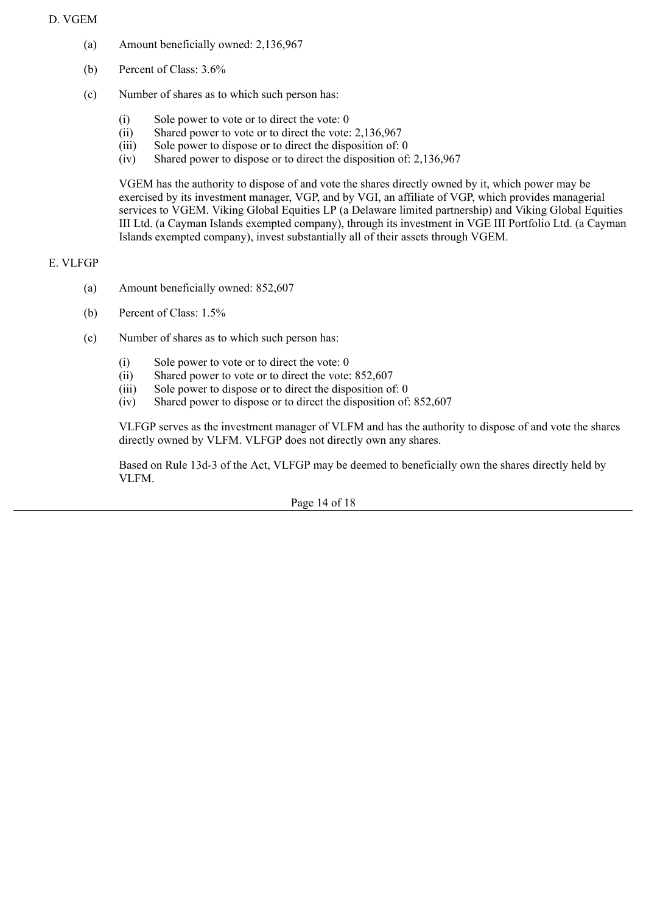D. VGEM

(a) Amount beneficially owned: 2,136,967

(b) Percent of Class: 3.6%

(c) Number of shares as to which such person has:

- (i) Sole power to vote or to direct the vote: 0
- (ii) Shared power to vote or to direct the vote: 2,136,967
- (iii) Sole power to dispose or to direct the disposition of: 0
- (iv) Shared power to dispose or to direct the disposition of: 2,136,967

VGEM has the authority to dispose of and vote the shares directly owned by it, which power may be exercised by its investment manager, VGP, and by VGI, an affiliate of VGP, which provides managerial services to VGEM. Viking Global Equities LP (a Delaware limited partnership) and Viking Global Equities III Ltd. (a Cayman Islands exempted company), through its investment in VGE III Portfolio Ltd. (a Cayman Islands exempted company), invest substantially all of their assets through VGEM.

E. VLFGP

(a) Amount beneficially owned: 852,607

(b) Percent of Class: 1.5%

(c) Number of shares as to which such person has:

- (i) Sole power to vote or to direct the vote: 0
- (ii) Shared power to vote or to direct the vote: 852,607
- (iii) Sole power to dispose or to direct the disposition of: 0
- (iv) Shared power to dispose or to direct the disposition of: 852,607

VLFGP serves as the investment manager of VLFM and has the authority to dispose of and vote the shares directly owned by VLFM. VLFGP does not directly own any shares.

Based on Rule 13d-3 of the Act, VLFGP may be deemed to beneficially own the shares directly held by VLFM.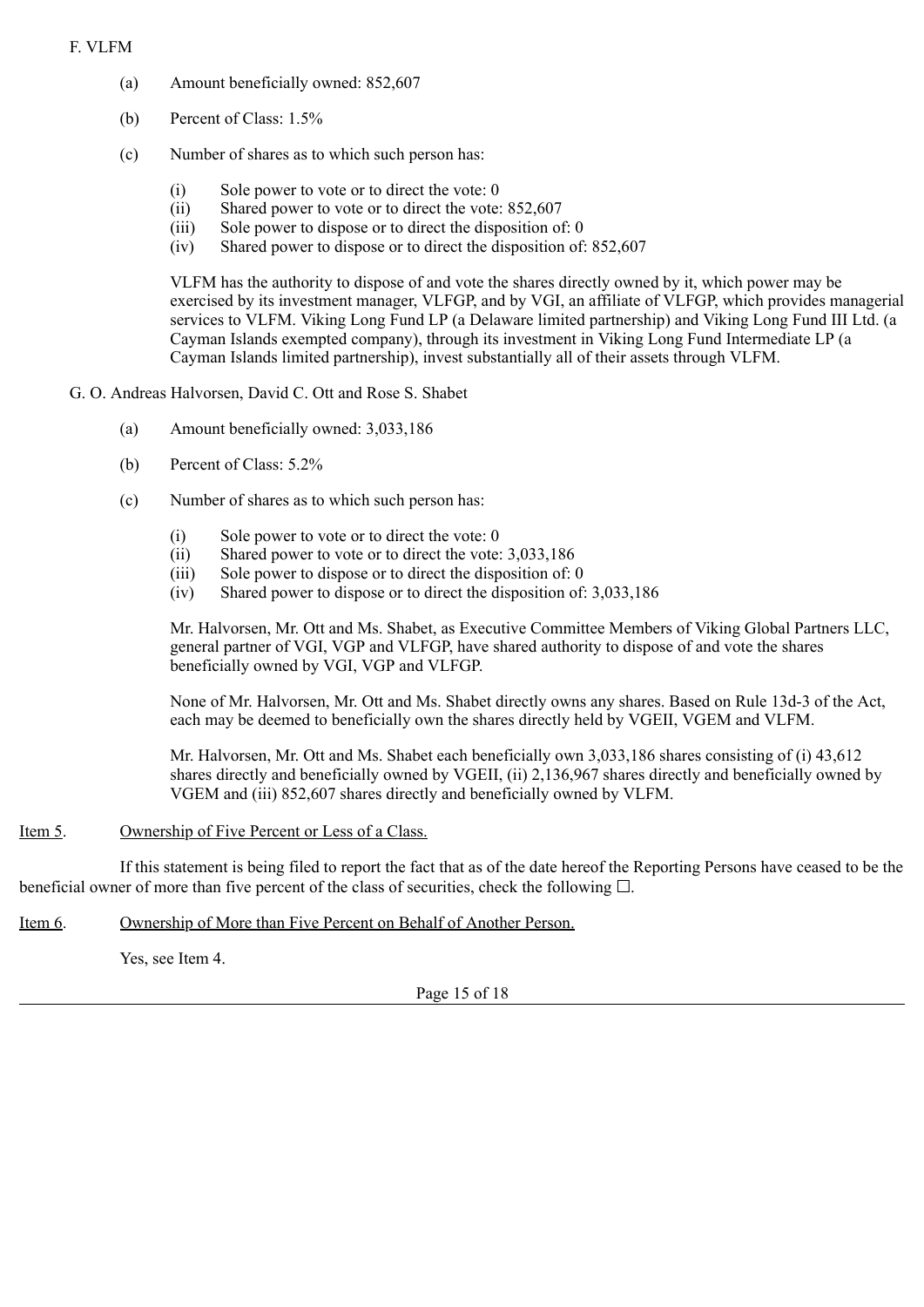F. VLFM

(a) Amount beneficially owned: 852,607

(b) Percent of Class: 1.5%

(c) Number of shares as to which such person has:

(i) Sole power to vote or to direct the vote: 0
(ii) Shared power to vote or to direct the vote: 852,607
(iii) Sole power to dispose or to direct the disposition of: 0
(iv) Shared power to dispose or to direct the disposition of: 852,607

VLFM has the authority to dispose of and vote the shares directly owned by it, which power may be exercised by its investment manager, VLFGP, and by VGI, an affiliate of VLFGP, which provides managerial services to VLFM. Viking Long Fund LP (a Delaware limited partnership) and Viking Long Fund III Ltd. (a Cayman Islands exempted company), through its investment in Viking Long Fund Intermediate LP (a Cayman Islands limited partnership), invest substantially all of their assets through VLFM.

G. O. Andreas Halvorsen, David C. Ott and Rose S. Shabet

(a) Amount beneficially owned: 3,033,186

(b) Percent of Class: 5.2%

(c) Number of shares as to which such person has:

(i) Sole power to vote or to direct the vote: 0
(ii) Shared power to vote or to direct the vote: 3,033,186
(iii) Sole power to dispose or to direct the disposition of: 0
(iv) Shared power to dispose or to direct the disposition of: 3,033,186

Mr. Halvorsen, Mr. Ott and Ms. Shabet, as Executive Committee Members of Viking Global Partners LLC, general partner of VGI, VGP and VLFGP, have shared authority to dispose of and vote the shares beneficially owned by VGI, VGP and VLFGP.

None of Mr. Halvorsen, Mr. Ott and Ms. Shabet directly owns any shares. Based on Rule 13d-3 of the Act, each may be deemed to beneficially own the shares directly held by VGEII, VGEM and VLFM.

Mr. Halvorsen, Mr. Ott and Ms. Shabet each beneficially own 3,033,186 shares consisting of (i) 43,612 shares directly and beneficially owned by VGEII, (ii) 2,136,967 shares directly and beneficially owned by VGEM and (iii) 852,607 shares directly and beneficially owned by VLFM.

Item 5. Ownership of Five Percent or Less of a Class.

If this statement is being filed to report the fact that as of the date hereof the Reporting Persons have ceased to be the beneficial owner of more than five percent of the class of securities, check the following ☐.

Item 6. Ownership of More than Five Percent on Behalf of Another Person.

Yes, see Item 4.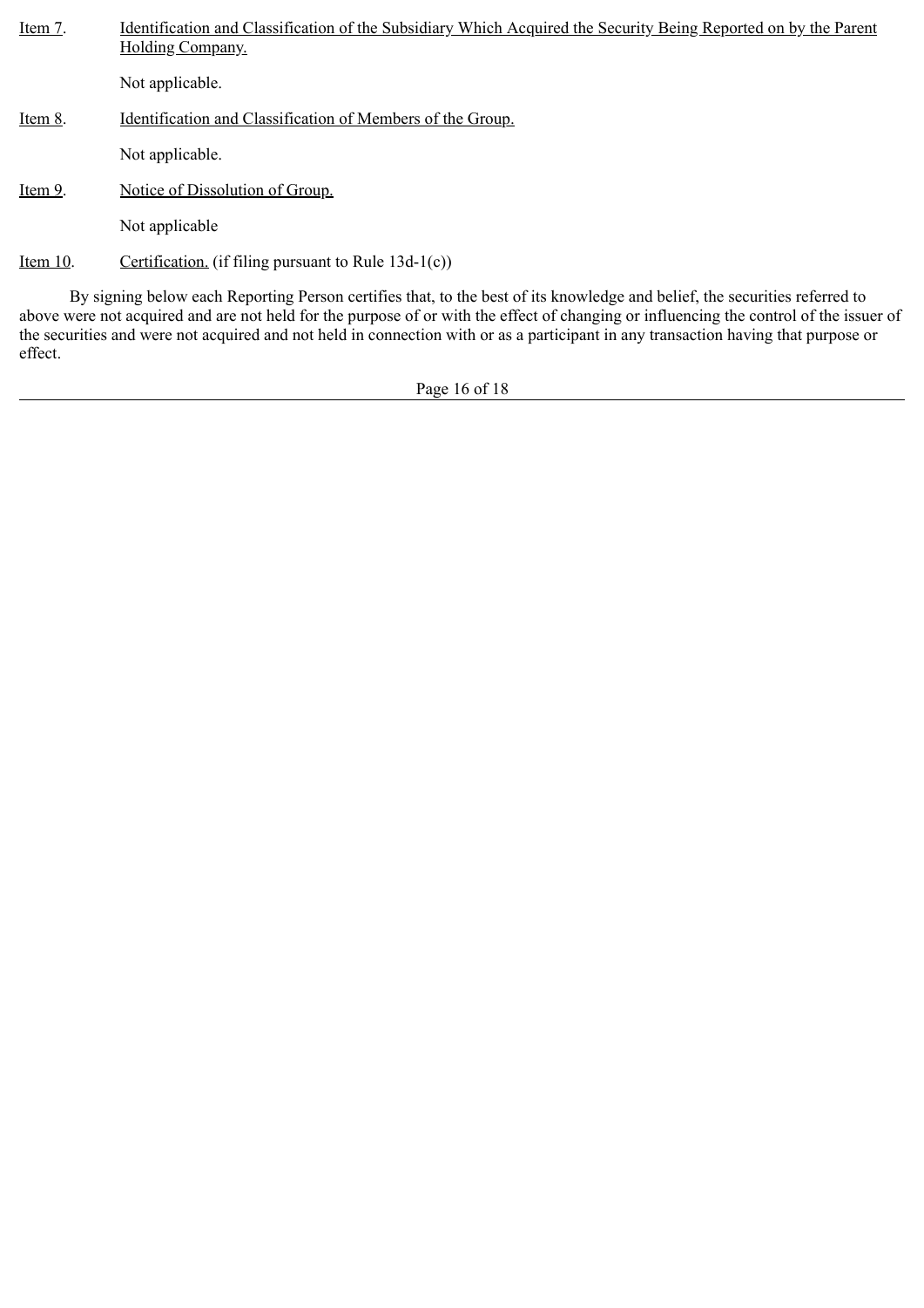Item 7. Identification and Classification of the Subsidiary Which Acquired the Security Being Reported on by the Parent Holding Company.

Not applicable.

Item 8. Identification and Classification of Members of the Group.

Not applicable.

Item 9. Notice of Dissolution of Group.

Not applicable

Item 10. Certification. (if filing pursuant to Rule 13d-1(c))

By signing below each Reporting Person certifies that, to the best of its knowledge and belief, the securities referred to above were not acquired and are not held for the purpose of or with the effect of changing or influencing the control of the issuer of the securities and were not acquired and not held in connection with or as a participant in any transaction having that purpose or effect.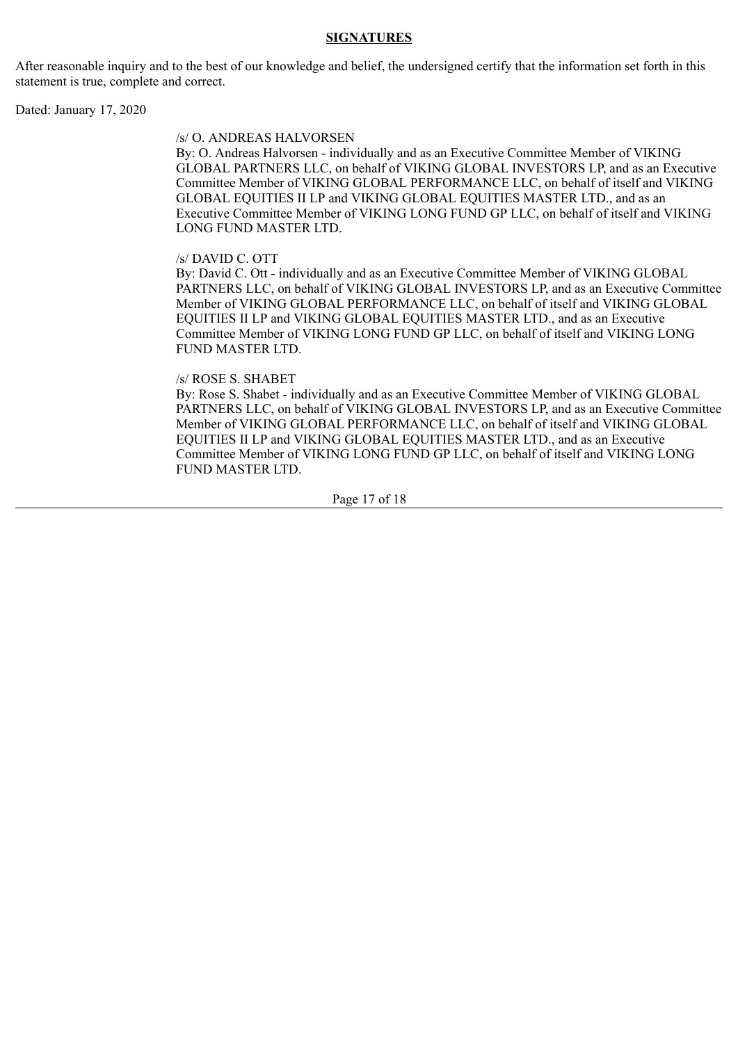**SIGNATURES**

After reasonable inquiry and to the best of our knowledge and belief, the undersigned certify that the information set forth in this statement is true, complete and correct.

Dated: January 17, 2020

/s/ O. ANDREAS HALVORSEN
By: O. Andreas Halvorsen - individually and as an Executive Committee Member of VIKING GLOBAL PARTNERS LLC, on behalf of VIKING GLOBAL INVESTORS LP, and as an Executive Committee Member of VIKING GLOBAL PERFORMANCE LLC, on behalf of itself and VIKING GLOBAL EQUITIES II LP and VIKING GLOBAL EQUITIES MASTER LTD., and as an Executive Committee Member of VIKING LONG FUND GP LLC, on behalf of itself and VIKING LONG FUND MASTER LTD.

/s/ DAVID C. OTT
By: David C. Ott - individually and as an Executive Committee Member of VIKING GLOBAL PARTNERS LLC, on behalf of VIKING GLOBAL INVESTORS LP, and as an Executive Committee Member of VIKING GLOBAL PERFORMANCE LLC, on behalf of itself and VIKING GLOBAL EQUITIES II LP and VIKING GLOBAL EQUITIES MASTER LTD., and as an Executive Committee Member of VIKING LONG FUND GP LLC, on behalf of itself and VIKING LONG FUND MASTER LTD.

/s/ ROSE S. SHABET
By: Rose S. Shabet - individually and as an Executive Committee Member of VIKING GLOBAL PARTNERS LLC, on behalf of VIKING GLOBAL INVESTORS LP, and as an Executive Committee Member of VIKING GLOBAL PERFORMANCE LLC, on behalf of itself and VIKING GLOBAL EQUITIES II LP and VIKING GLOBAL EQUITIES MASTER LTD., and as an Executive Committee Member of VIKING LONG FUND GP LLC, on behalf of itself and VIKING LONG FUND MASTER LTD.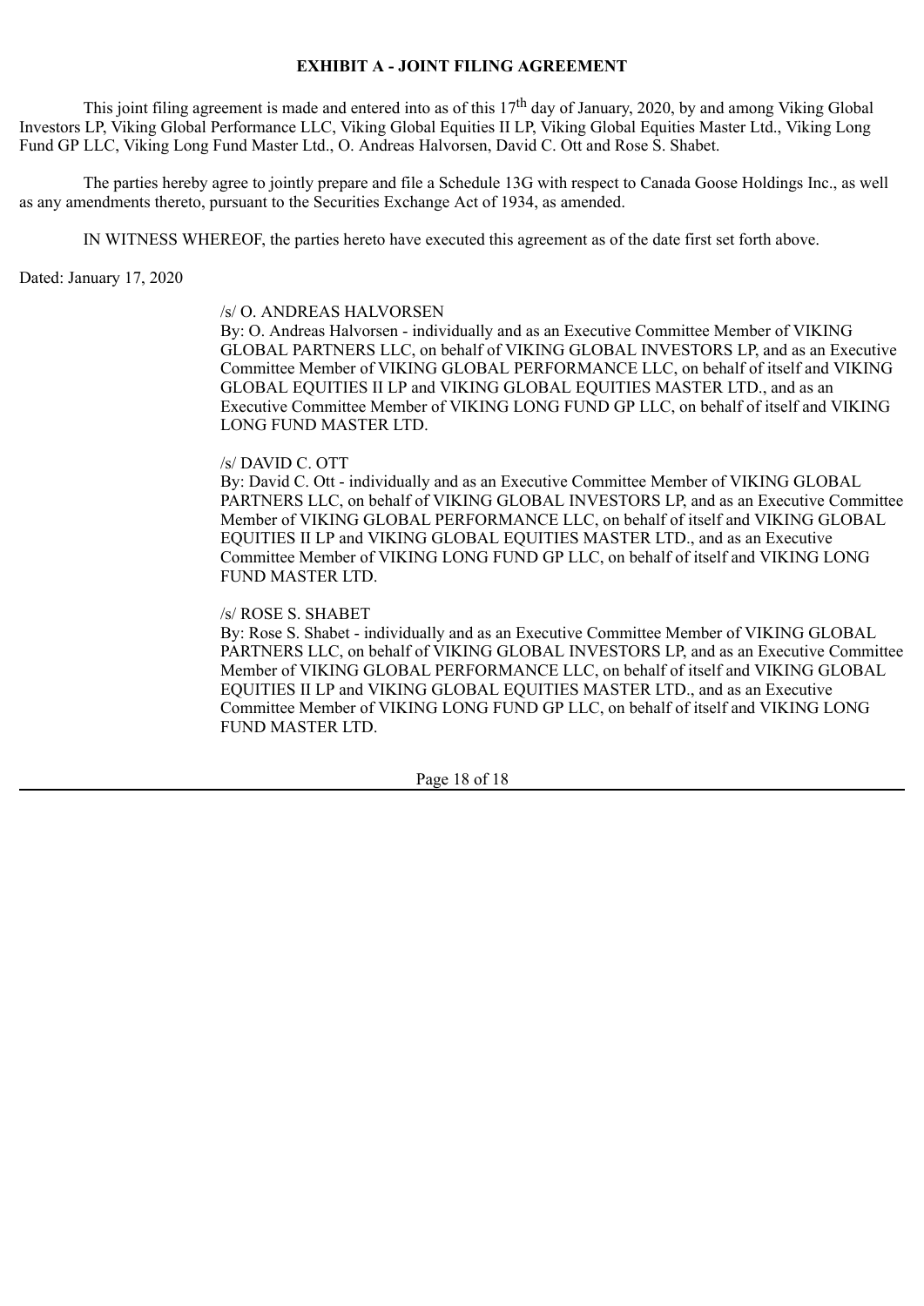**EXHIBIT A - JOINT FILING AGREEMENT**

This joint filing agreement is made and entered into as of this 17th day of January, 2020, by and among Viking Global Investors LP, Viking Global Performance LLC, Viking Global Equities II LP, Viking Global Equities Master Ltd., Viking Long Fund GP LLC, Viking Long Fund Master Ltd., O. Andreas Halvorsen, David C. Ott and Rose S. Shabet.

The parties hereby agree to jointly prepare and file a Schedule 13G with respect to Canada Goose Holdings Inc., as well as any amendments thereto, pursuant to the Securities Exchange Act of 1934, as amended.

IN WITNESS WHEREOF, the parties hereto have executed this agreement as of the date first set forth above.

Dated: January 17, 2020

/s/ O. ANDREAS HALVORSEN
By: O. Andreas Halvorsen - individually and as an Executive Committee Member of VIKING GLOBAL PARTNERS LLC, on behalf of VIKING GLOBAL INVESTORS LP, and as an Executive Committee Member of VIKING GLOBAL PERFORMANCE LLC, on behalf of itself and VIKING GLOBAL EQUITIES II LP and VIKING GLOBAL EQUITIES MASTER LTD., and as an Executive Committee Member of VIKING LONG FUND GP LLC, on behalf of itself and VIKING LONG FUND MASTER LTD.

/s/ DAVID C. OTT
By: David C. Ott - individually and as an Executive Committee Member of VIKING GLOBAL PARTNERS LLC, on behalf of VIKING GLOBAL INVESTORS LP, and as an Executive Committee Member of VIKING GLOBAL PERFORMANCE LLC, on behalf of itself and VIKING GLOBAL EQUITIES II LP and VIKING GLOBAL EQUITIES MASTER LTD., and as an Executive Committee Member of VIKING LONG FUND GP LLC, on behalf of itself and VIKING LONG FUND MASTER LTD.

/s/ ROSE S. SHABET
By: Rose S. Shabet - individually and as an Executive Committee Member of VIKING GLOBAL PARTNERS LLC, on behalf of VIKING GLOBAL INVESTORS LP, and as an Executive Committee Member of VIKING GLOBAL PERFORMANCE LLC, on behalf of itself and VIKING GLOBAL EQUITIES II LP and VIKING GLOBAL EQUITIES MASTER LTD., and as an Executive Committee Member of VIKING LONG FUND GP LLC, on behalf of itself and VIKING LONG FUND MASTER LTD.